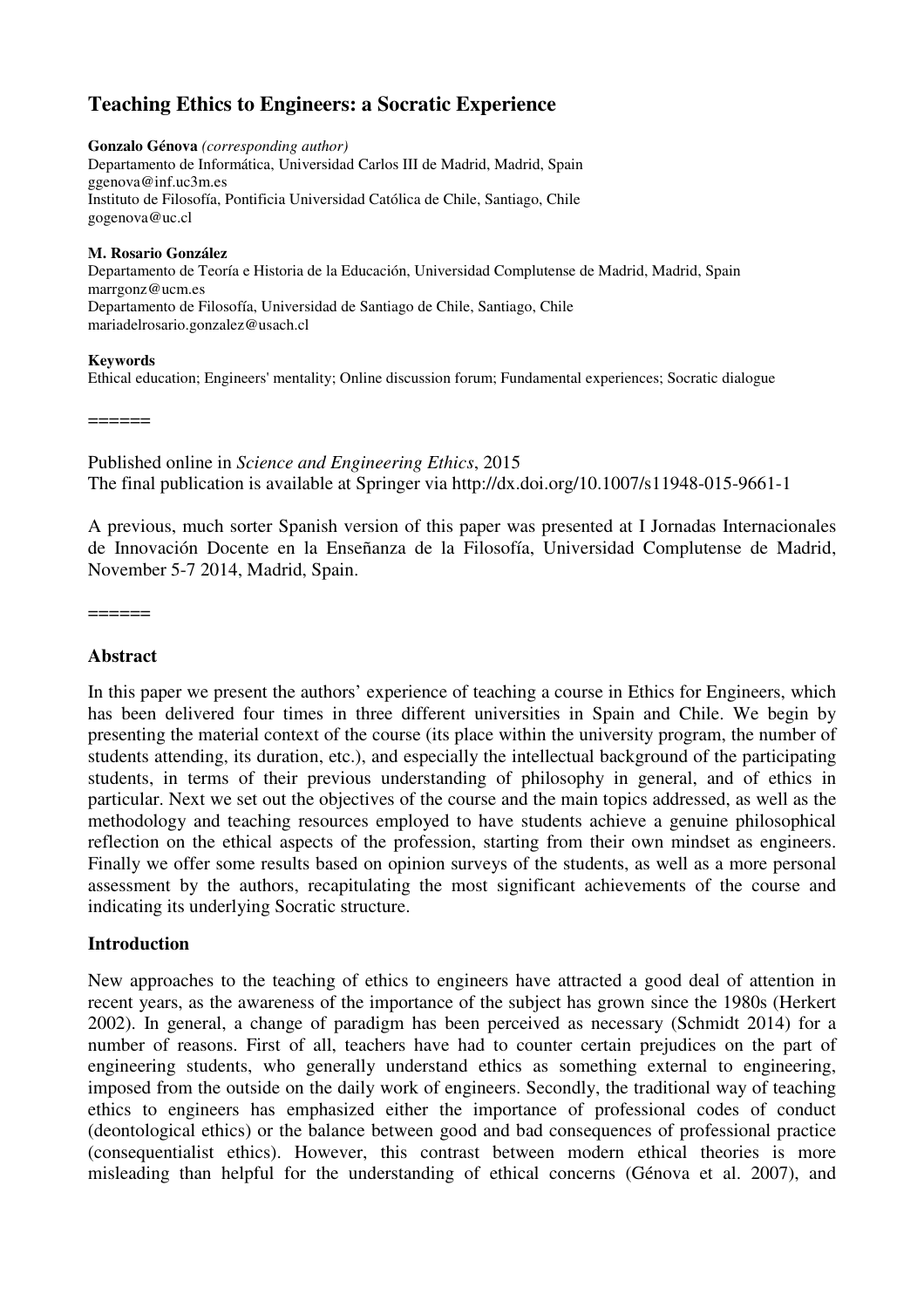# Teaching Ethics to Engineers: a Socratic Experience

**Gonzalo Génova** *(corresponding author)*
Departamento de Informática, Universidad Carlos III de Madrid, Madrid, Spain
ggenova@inf.uc3m.es
Instituto de Filosofía, Pontificia Universidad Católica de Chile, Santiago, Chile
gogenova@uc.cl

**M. Rosario González**
Departamento de Teoría e Historia de la Educación, Universidad Complutense de Madrid, Madrid, Spain
marrgonz@ucm.es
Departamento de Filosofía, Universidad de Santiago de Chile, Santiago, Chile
mariadelrosario.gonzalez@usach.cl

**Keywords**
Ethical education; Engineers' mentality; Online discussion forum; Fundamental experiences; Socratic dialogue

======

Published online in *Science and Engineering Ethics*, 2015
The final publication is available at Springer via http://dx.doi.org/10.1007/s11948-015-9661-1

A previous, much sorter Spanish version of this paper was presented at I Jornadas Internacionales de Innovación Docente en la Enseñanza de la Filosofía, Universidad Complutense de Madrid, November 5-7 2014, Madrid, Spain.

======

## Abstract

In this paper we present the authors' experience of teaching a course in Ethics for Engineers, which has been delivered four times in three different universities in Spain and Chile. We begin by presenting the material context of the course (its place within the university program, the number of students attending, its duration, etc.), and especially the intellectual background of the participating students, in terms of their previous understanding of philosophy in general, and of ethics in particular. Next we set out the objectives of the course and the main topics addressed, as well as the methodology and teaching resources employed to have students achieve a genuine philosophical reflection on the ethical aspects of the profession, starting from their own mindset as engineers. Finally we offer some results based on opinion surveys of the students, as well as a more personal assessment by the authors, recapitulating the most significant achievements of the course and indicating its underlying Socratic structure.

## Introduction

New approaches to the teaching of ethics to engineers have attracted a good deal of attention in recent years, as the awareness of the importance of the subject has grown since the 1980s (Herkert 2002). In general, a change of paradigm has been perceived as necessary (Schmidt 2014) for a number of reasons. First of all, teachers have had to counter certain prejudices on the part of engineering students, who generally understand ethics as something external to engineering, imposed from the outside on the daily work of engineers. Secondly, the traditional way of teaching ethics to engineers has emphasized either the importance of professional codes of conduct (deontological ethics) or the balance between good and bad consequences of professional practice (consequentialist ethics). However, this contrast between modern ethical theories is more misleading than helpful for the understanding of ethical concerns (Génova et al. 2007), and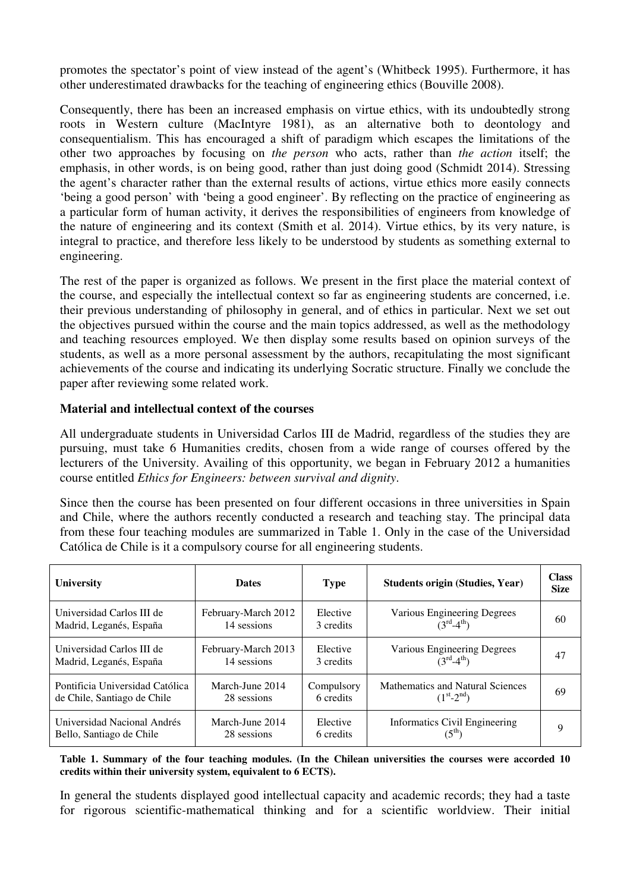promotes the spectator's point of view instead of the agent's (Whitbeck 1995). Furthermore, it has other underestimated drawbacks for the teaching of engineering ethics (Bouville 2008).

Consequently, there has been an increased emphasis on virtue ethics, with its undoubtedly strong roots in Western culture (MacIntyre 1981), as an alternative both to deontology and consequentialism. This has encouraged a shift of paradigm which escapes the limitations of the other two approaches by focusing on *the person* who acts, rather than *the action* itself; the emphasis, in other words, is on being good, rather than just doing good (Schmidt 2014). Stressing the agent's character rather than the external results of actions, virtue ethics more easily connects 'being a good person' with 'being a good engineer'. By reflecting on the practice of engineering as a particular form of human activity, it derives the responsibilities of engineers from knowledge of the nature of engineering and its context (Smith et al. 2014). Virtue ethics, by its very nature, is integral to practice, and therefore less likely to be understood by students as something external to engineering.

The rest of the paper is organized as follows. We present in the first place the material context of the course, and especially the intellectual context so far as engineering students are concerned, i.e. their previous understanding of philosophy in general, and of ethics in particular. Next we set out the objectives pursued within the course and the main topics addressed, as well as the methodology and teaching resources employed. We then display some results based on opinion surveys of the students, as well as a more personal assessment by the authors, recapitulating the most significant achievements of the course and indicating its underlying Socratic structure. Finally we conclude the paper after reviewing some related work.

## Material and intellectual context of the courses

All undergraduate students in Universidad Carlos III de Madrid, regardless of the studies they are pursuing, must take 6 Humanities credits, chosen from a wide range of courses offered by the lecturers of the University. Availing of this opportunity, we began in February 2012 a humanities course entitled *Ethics for Engineers: between survival and dignity*.

Since then the course has been presented on four different occasions in three universities in Spain and Chile, where the authors recently conducted a research and teaching stay. The principal data from these four teaching modules are summarized in Table 1. Only in the case of the Universidad Católica de Chile is it a compulsory course for all engineering students.

| University | Dates | Type | Students origin (Studies, Year) | Class Size |
|---|---|---|---|---|
| Universidad Carlos III de Madrid, Leganés, España | February-March 2012 14 sessions | Elective 3 credits | Various Engineering Degrees (3rd-4th) | 60 |
| Universidad Carlos III de Madrid, Leganés, España | February-March 2013 14 sessions | Elective 3 credits | Various Engineering Degrees (3rd-4th) | 47 |
| Pontificia Universidad Católica de Chile, Santiago de Chile | March-June 2014 28 sessions | Compulsory 6 credits | Mathematics and Natural Sciences (1st-2nd) | 69 |
| Universidad Nacional Andrés Bello, Santiago de Chile | March-June 2014 28 sessions | Elective 6 credits | Informatics Civil Engineering (5th) | 9 |

**Table 1. Summary of the four teaching modules. (In the Chilean universities the courses were accorded 10 credits within their university system, equivalent to 6 ECTS).**

In general the students displayed good intellectual capacity and academic records; they had a taste for rigorous scientific-mathematical thinking and for a scientific worldview. Their initial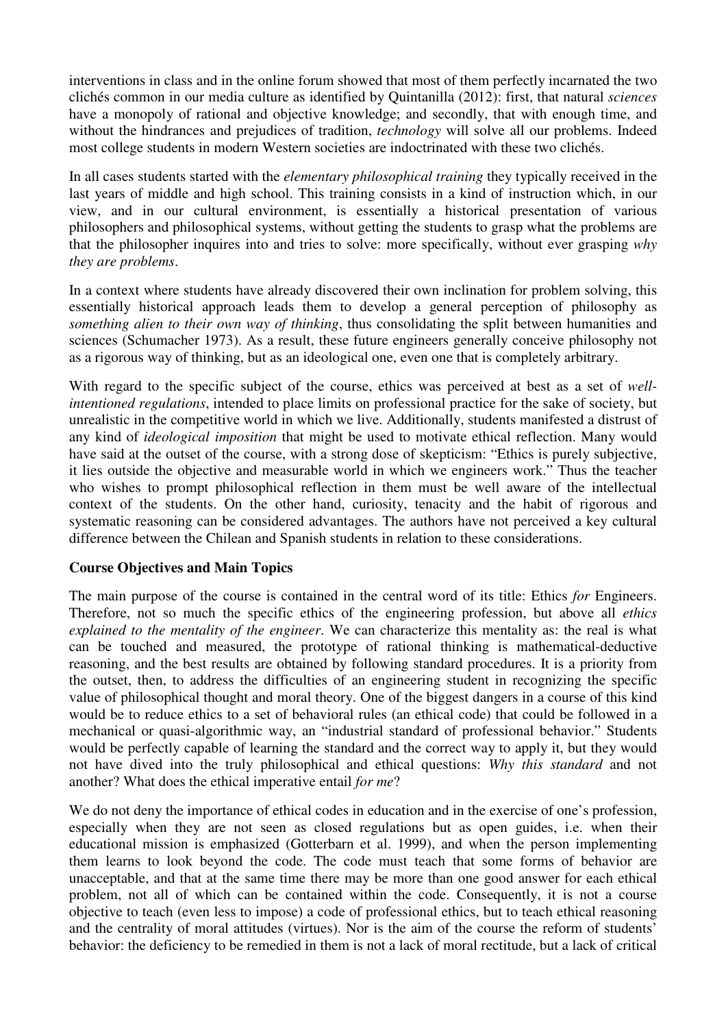interventions in class and in the online forum showed that most of them perfectly incarnated the two clichés common in our media culture as identified by Quintanilla (2012): first, that natural *sciences* have a monopoly of rational and objective knowledge; and secondly, that with enough time, and without the hindrances and prejudices of tradition, *technology* will solve all our problems. Indeed most college students in modern Western societies are indoctrinated with these two clichés.

In all cases students started with the *elementary philosophical training* they typically received in the last years of middle and high school. This training consists in a kind of instruction which, in our view, and in our cultural environment, is essentially a historical presentation of various philosophers and philosophical systems, without getting the students to grasp what the problems are that the philosopher inquires into and tries to solve: more specifically, without ever grasping *why they are problems*.

In a context where students have already discovered their own inclination for problem solving, this essentially historical approach leads them to develop a general perception of philosophy as *something alien to their own way of thinking*, thus consolidating the split between humanities and sciences (Schumacher 1973). As a result, these future engineers generally conceive philosophy not as a rigorous way of thinking, but as an ideological one, even one that is completely arbitrary.

With regard to the specific subject of the course, ethics was perceived at best as a set of *well-intentioned regulations*, intended to place limits on professional practice for the sake of society, but unrealistic in the competitive world in which we live. Additionally, students manifested a distrust of any kind of *ideological imposition* that might be used to motivate ethical reflection. Many would have said at the outset of the course, with a strong dose of skepticism: "Ethics is purely subjective, it lies outside the objective and measurable world in which we engineers work." Thus the teacher who wishes to prompt philosophical reflection in them must be well aware of the intellectual context of the students. On the other hand, curiosity, tenacity and the habit of rigorous and systematic reasoning can be considered advantages. The authors have not perceived a key cultural difference between the Chilean and Spanish students in relation to these considerations.

## Course Objectives and Main Topics

The main purpose of the course is contained in the central word of its title: Ethics *for* Engineers. Therefore, not so much the specific ethics of the engineering profession, but above all *ethics explained to the mentality of the engineer*. We can characterize this mentality as: the real is what can be touched and measured, the prototype of rational thinking is mathematical-deductive reasoning, and the best results are obtained by following standard procedures. It is a priority from the outset, then, to address the difficulties of an engineering student in recognizing the specific value of philosophical thought and moral theory. One of the biggest dangers in a course of this kind would be to reduce ethics to a set of behavioral rules (an ethical code) that could be followed in a mechanical or quasi-algorithmic way, an "industrial standard of professional behavior." Students would be perfectly capable of learning the standard and the correct way to apply it, but they would not have dived into the truly philosophical and ethical questions: *Why this standard* and not another? What does the ethical imperative entail *for me*?

We do not deny the importance of ethical codes in education and in the exercise of one's profession, especially when they are not seen as closed regulations but as open guides, i.e. when their educational mission is emphasized (Gotterbarn et al. 1999), and when the person implementing them learns to look beyond the code. The code must teach that some forms of behavior are unacceptable, and that at the same time there may be more than one good answer for each ethical problem, not all of which can be contained within the code. Consequently, it is not a course objective to teach (even less to impose) a code of professional ethics, but to teach ethical reasoning and the centrality of moral attitudes (virtues). Nor is the aim of the course the reform of students' behavior: the deficiency to be remedied in them is not a lack of moral rectitude, but a lack of critical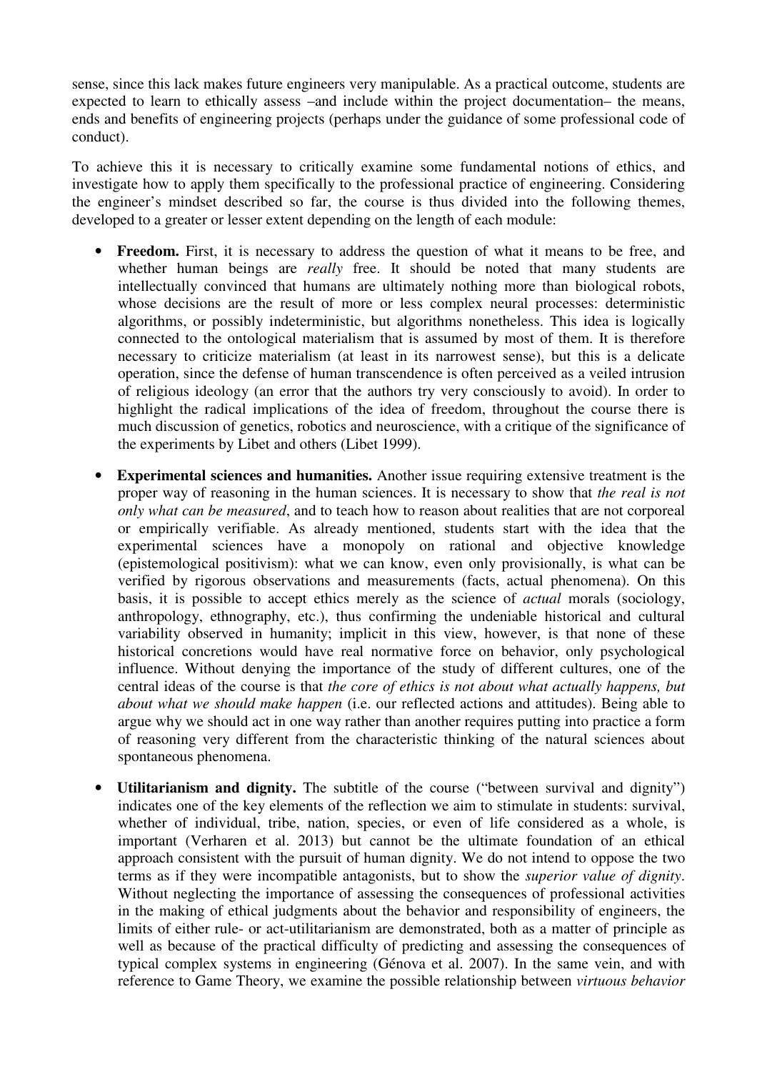sense, since this lack makes future engineers very manipulable. As a practical outcome, students are expected to learn to ethically assess –and include within the project documentation– the means, ends and benefits of engineering projects (perhaps under the guidance of some professional code of conduct).

To achieve this it is necessary to critically examine some fundamental notions of ethics, and investigate how to apply them specifically to the professional practice of engineering. Considering the engineer's mindset described so far, the course is thus divided into the following themes, developed to a greater or lesser extent depending on the length of each module:

- **Freedom.** First, it is necessary to address the question of what it means to be free, and whether human beings are *really* free. It should be noted that many students are intellectually convinced that humans are ultimately nothing more than biological robots, whose decisions are the result of more or less complex neural processes: deterministic algorithms, or possibly indeterministic, but algorithms nonetheless. This idea is logically connected to the ontological materialism that is assumed by most of them. It is therefore necessary to criticize materialism (at least in its narrowest sense), but this is a delicate operation, since the defense of human transcendence is often perceived as a veiled intrusion of religious ideology (an error that the authors try very consciously to avoid). In order to highlight the radical implications of the idea of freedom, throughout the course there is much discussion of genetics, robotics and neuroscience, with a critique of the significance of the experiments by Libet and others (Libet 1999).

- **Experimental sciences and humanities.** Another issue requiring extensive treatment is the proper way of reasoning in the human sciences. It is necessary to show that *the real is not only what can be measured*, and to teach how to reason about realities that are not corporeal or empirically verifiable. As already mentioned, students start with the idea that the experimental sciences have a monopoly on rational and objective knowledge (epistemological positivism): what we can know, even only provisionally, is what can be verified by rigorous observations and measurements (facts, actual phenomena). On this basis, it is possible to accept ethics merely as the science of *actual* morals (sociology, anthropology, ethnography, etc.), thus confirming the undeniable historical and cultural variability observed in humanity; implicit in this view, however, is that none of these historical concretions would have real normative force on behavior, only psychological influence. Without denying the importance of the study of different cultures, one of the central ideas of the course is that *the core of ethics is not about what actually happens, but about what we should make happen* (i.e. our reflected actions and attitudes). Being able to argue why we should act in one way rather than another requires putting into practice a form of reasoning very different from the characteristic thinking of the natural sciences about spontaneous phenomena.

- **Utilitarianism and dignity.** The subtitle of the course ("between survival and dignity") indicates one of the key elements of the reflection we aim to stimulate in students: survival, whether of individual, tribe, nation, species, or even of life considered as a whole, is important (Verharen et al. 2013) but cannot be the ultimate foundation of an ethical approach consistent with the pursuit of human dignity. We do not intend to oppose the two terms as if they were incompatible antagonists, but to show the *superior value of dignity*. Without neglecting the importance of assessing the consequences of professional activities in the making of ethical judgments about the behavior and responsibility of engineers, the limits of either rule- or act-utilitarianism are demonstrated, both as a matter of principle as well as because of the practical difficulty of predicting and assessing the consequences of typical complex systems in engineering (Génova et al. 2007). In the same vein, and with reference to Game Theory, we examine the possible relationship between *virtuous behavior*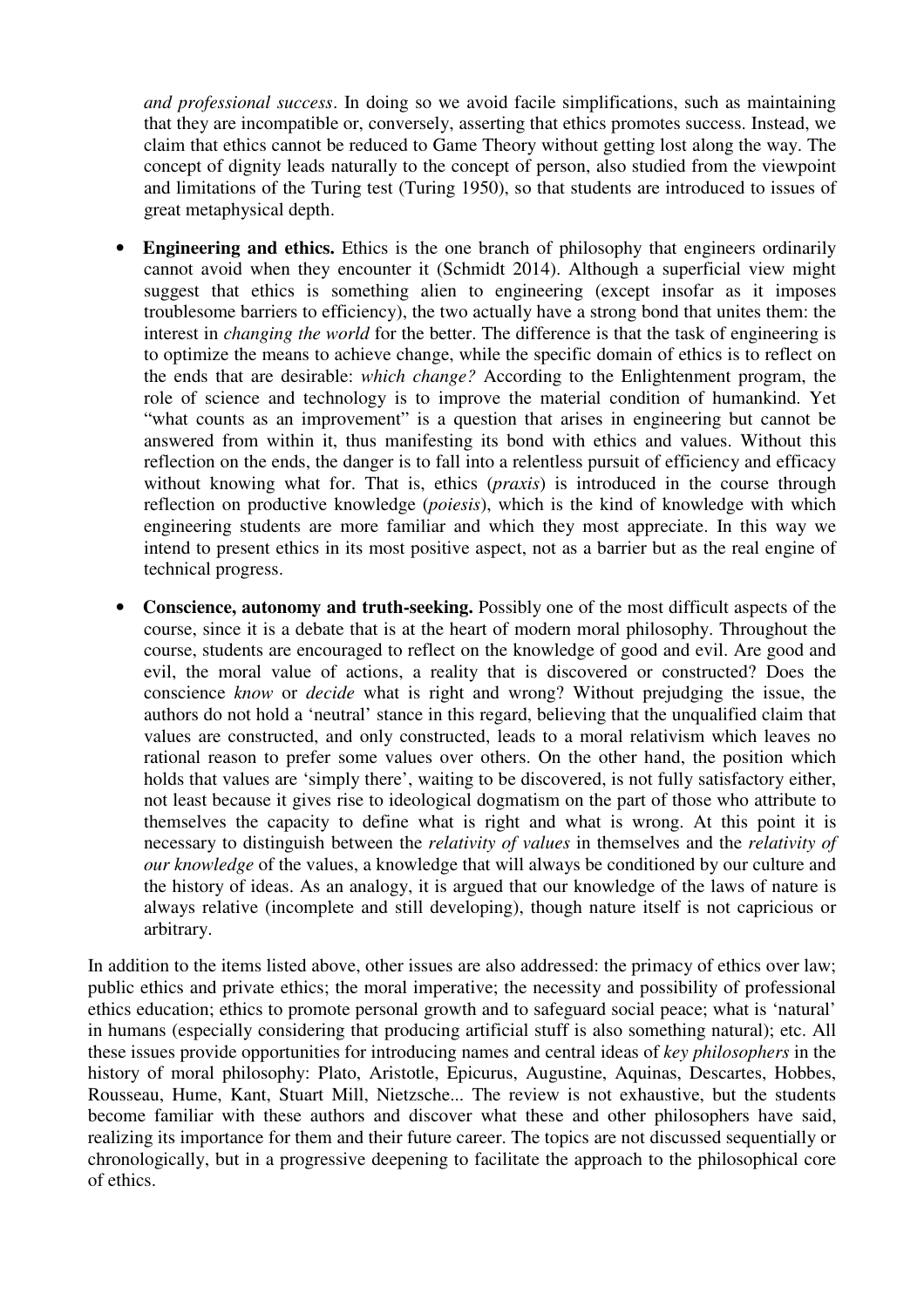*and professional success*. In doing so we avoid facile simplifications, such as maintaining that they are incompatible or, conversely, asserting that ethics promotes success. Instead, we claim that ethics cannot be reduced to Game Theory without getting lost along the way. The concept of dignity leads naturally to the concept of person, also studied from the viewpoint and limitations of the Turing test (Turing 1950), so that students are introduced to issues of great metaphysical depth.

- **Engineering and ethics.** Ethics is the one branch of philosophy that engineers ordinarily cannot avoid when they encounter it (Schmidt 2014). Although a superficial view might suggest that ethics is something alien to engineering (except insofar as it imposes troublesome barriers to efficiency), the two actually have a strong bond that unites them: the interest in *changing the world* for the better. The difference is that the task of engineering is to optimize the means to achieve change, while the specific domain of ethics is to reflect on the ends that are desirable: *which change?* According to the Enlightenment program, the role of science and technology is to improve the material condition of humankind. Yet "what counts as an improvement" is a question that arises in engineering but cannot be answered from within it, thus manifesting its bond with ethics and values. Without this reflection on the ends, the danger is to fall into a relentless pursuit of efficiency and efficacy without knowing what for. That is, ethics (*praxis*) is introduced in the course through reflection on productive knowledge (*poiesis*), which is the kind of knowledge with which engineering students are more familiar and which they most appreciate. In this way we intend to present ethics in its most positive aspect, not as a barrier but as the real engine of technical progress.

- **Conscience, autonomy and truth-seeking.** Possibly one of the most difficult aspects of the course, since it is a debate that is at the heart of modern moral philosophy. Throughout the course, students are encouraged to reflect on the knowledge of good and evil. Are good and evil, the moral value of actions, a reality that is discovered or constructed? Does the conscience *know* or *decide* what is right and wrong? Without prejudging the issue, the authors do not hold a 'neutral' stance in this regard, believing that the unqualified claim that values are constructed, and only constructed, leads to a moral relativism which leaves no rational reason to prefer some values over others. On the other hand, the position which holds that values are 'simply there', waiting to be discovered, is not fully satisfactory either, not least because it gives rise to ideological dogmatism on the part of those who attribute to themselves the capacity to define what is right and what is wrong. At this point it is necessary to distinguish between the *relativity of values* in themselves and the *relativity of our knowledge* of the values, a knowledge that will always be conditioned by our culture and the history of ideas. As an analogy, it is argued that our knowledge of the laws of nature is always relative (incomplete and still developing), though nature itself is not capricious or arbitrary.

In addition to the items listed above, other issues are also addressed: the primacy of ethics over law; public ethics and private ethics; the moral imperative; the necessity and possibility of professional ethics education; ethics to promote personal growth and to safeguard social peace; what is 'natural' in humans (especially considering that producing artificial stuff is also something natural); etc. All these issues provide opportunities for introducing names and central ideas of *key philosophers* in the history of moral philosophy: Plato, Aristotle, Epicurus, Augustine, Aquinas, Descartes, Hobbes, Rousseau, Hume, Kant, Stuart Mill, Nietzsche... The review is not exhaustive, but the students become familiar with these authors and discover what these and other philosophers have said, realizing its importance for them and their future career. The topics are not discussed sequentially or chronologically, but in a progressive deepening to facilitate the approach to the philosophical core of ethics.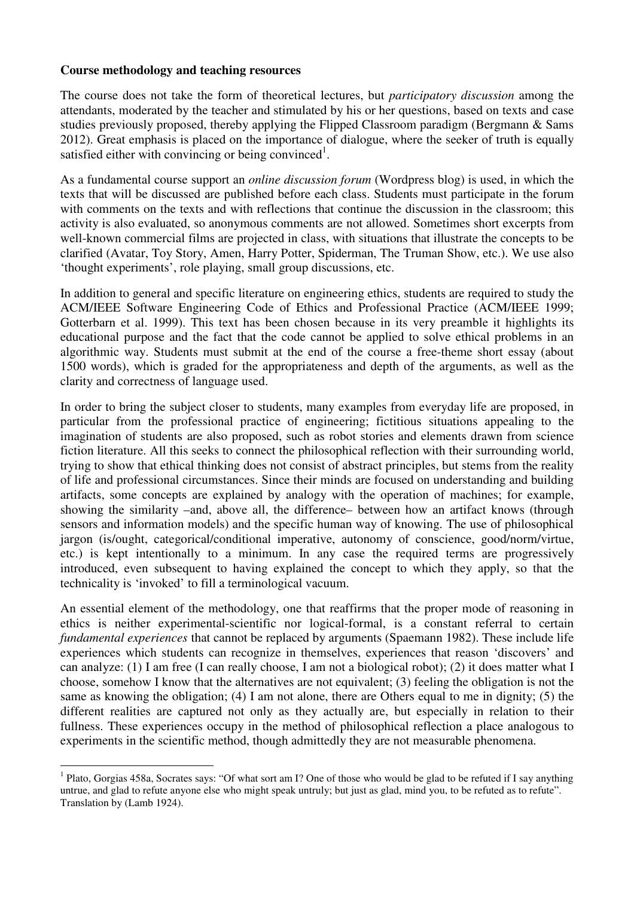**Course methodology and teaching resources**

The course does not take the form of theoretical lectures, but *participatory discussion* among the attendants, moderated by the teacher and stimulated by his or her questions, based on texts and case studies previously proposed, thereby applying the Flipped Classroom paradigm (Bergmann & Sams 2012). Great emphasis is placed on the importance of dialogue, where the seeker of truth is equally satisfied either with convincing or being convinced[1].

As a fundamental course support an *online discussion forum* (Wordpress blog) is used, in which the texts that will be discussed are published before each class. Students must participate in the forum with comments on the texts and with reflections that continue the discussion in the classroom; this activity is also evaluated, so anonymous comments are not allowed. Sometimes short excerpts from well-known commercial films are projected in class, with situations that illustrate the concepts to be clarified (Avatar, Toy Story, Amen, Harry Potter, Spiderman, The Truman Show, etc.). We use also 'thought experiments', role playing, small group discussions, etc.

In addition to general and specific literature on engineering ethics, students are required to study the ACM/IEEE Software Engineering Code of Ethics and Professional Practice (ACM/IEEE 1999; Gotterbarn et al. 1999). This text has been chosen because in its very preamble it highlights its educational purpose and the fact that the code cannot be applied to solve ethical problems in an algorithmic way. Students must submit at the end of the course a free-theme short essay (about 1500 words), which is graded for the appropriateness and depth of the arguments, as well as the clarity and correctness of language used.

In order to bring the subject closer to students, many examples from everyday life are proposed, in particular from the professional practice of engineering; fictitious situations appealing to the imagination of students are also proposed, such as robot stories and elements drawn from science fiction literature. All this seeks to connect the philosophical reflection with their surrounding world, trying to show that ethical thinking does not consist of abstract principles, but stems from the reality of life and professional circumstances. Since their minds are focused on understanding and building artifacts, some concepts are explained by analogy with the operation of machines; for example, showing the similarity –and, above all, the difference– between how an artifact knows (through sensors and information models) and the specific human way of knowing. The use of philosophical jargon (is/ought, categorical/conditional imperative, autonomy of conscience, good/norm/virtue, etc.) is kept intentionally to a minimum. In any case the required terms are progressively introduced, even subsequent to having explained the concept to which they apply, so that the technicality is 'invoked' to fill a terminological vacuum.

An essential element of the methodology, one that reaffirms that the proper mode of reasoning in ethics is neither experimental-scientific nor logical-formal, is a constant referral to certain *fundamental experiences* that cannot be replaced by arguments (Spaemann 1982). These include life experiences which students can recognize in themselves, experiences that reason 'discovers' and can analyze: (1) I am free (I can really choose, I am not a biological robot); (2) it does matter what I choose, somehow I know that the alternatives are not equivalent; (3) feeling the obligation is not the same as knowing the obligation; (4) I am not alone, there are Others equal to me in dignity; (5) the different realities are captured not only as they actually are, but especially in relation to their fullness. These experiences occupy in the method of philosophical reflection a place analogous to experiments in the scientific method, though admittedly they are not measurable phenomena.

[1] Plato, Gorgias 458a, Socrates says: "Of what sort am I? One of those who would be glad to be refuted if I say anything untrue, and glad to refute anyone else who might speak untruly; but just as glad, mind you, to be refuted as to refute". Translation by (Lamb 1924).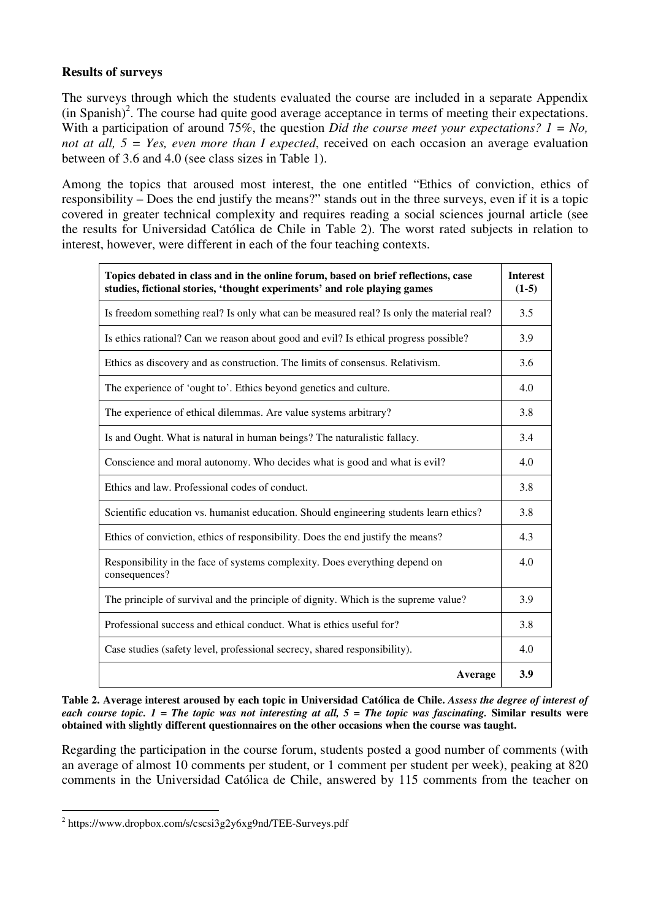**Results of surveys**

The surveys through which the students evaluated the course are included in a separate Appendix (in Spanish)[2]. The course had quite good average acceptance in terms of meeting their expectations. With a participation of around 75%, the question *Did the course meet your expectations? 1 = No, not at all, 5 = Yes, even more than I expected*, received on each occasion an average evaluation between of 3.6 and 4.0 (see class sizes in Table 1).

Among the topics that aroused most interest, the one entitled "Ethics of conviction, ethics of responsibility – Does the end justify the means?" stands out in the three surveys, even if it is a topic covered in greater technical complexity and requires reading a social sciences journal article (see the results for Universidad Católica de Chile in Table 2). The worst rated subjects in relation to interest, however, were different in each of the four teaching contexts.

| Topics debated in class and in the online forum, based on brief reflections, case studies, fictional stories, 'thought experiments' and role playing games | Interest (1-5) |
|---|---|
| Is freedom something real? Is only what can be measured real? Is only the material real? | 3.5 |
| Is ethics rational? Can we reason about good and evil? Is ethical progress possible? | 3.9 |
| Ethics as discovery and as construction. The limits of consensus. Relativism. | 3.6 |
| The experience of 'ought to'. Ethics beyond genetics and culture. | 4.0 |
| The experience of ethical dilemmas. Are value systems arbitrary? | 3.8 |
| Is and Ought. What is natural in human beings? The naturalistic fallacy. | 3.4 |
| Conscience and moral autonomy. Who decides what is good and what is evil? | 4.0 |
| Ethics and law. Professional codes of conduct. | 3.8 |
| Scientific education vs. humanist education. Should engineering students learn ethics? | 3.8 |
| Ethics of conviction, ethics of responsibility. Does the end justify the means? | 4.3 |
| Responsibility in the face of systems complexity. Does everything depend on consequences? | 4.0 |
| The principle of survival and the principle of dignity. Which is the supreme value? | 3.9 |
| Professional success and ethical conduct. What is ethics useful for? | 3.8 |
| Case studies (safety level, professional secrecy, shared responsibility). | 4.0 |
| **Average** | **3.9** |

**Table 2. Average interest aroused by each topic in Universidad Católica de Chile.** ***Assess the degree of interest of each course topic. 1 = The topic was not interesting at all, 5 = The topic was fascinating.*** **Similar results were obtained with slightly different questionnaires on the other occasions when the course was taught.**

Regarding the participation in the course forum, students posted a good number of comments (with an average of almost 10 comments per student, or 1 comment per student per week), peaking at 820 comments in the Universidad Católica de Chile, answered by 115 comments from the teacher on

[2] https://www.dropbox.com/s/cscsi3g2y6xg9nd/TEE-Surveys.pdf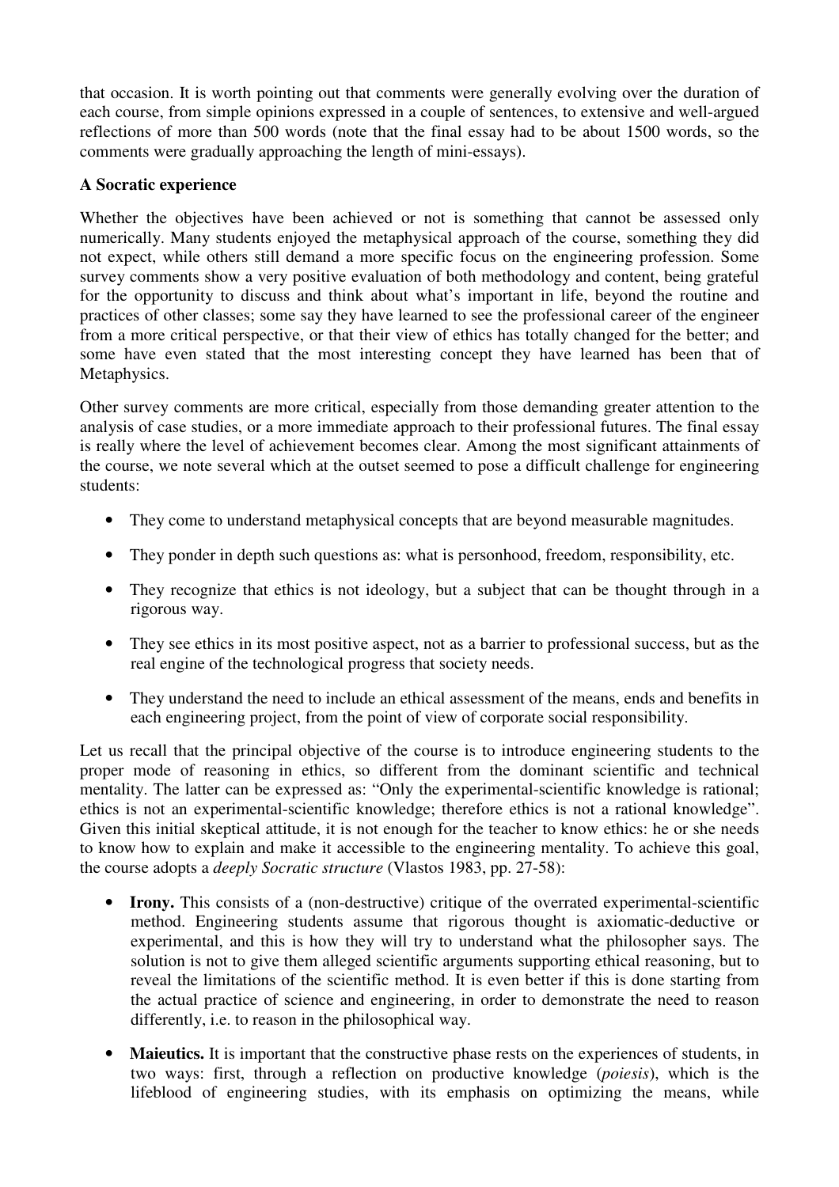that occasion. It is worth pointing out that comments were generally evolving over the duration of each course, from simple opinions expressed in a couple of sentences, to extensive and well-argued reflections of more than 500 words (note that the final essay had to be about 1500 words, so the comments were gradually approaching the length of mini-essays).

**A Socratic experience**

Whether the objectives have been achieved or not is something that cannot be assessed only numerically. Many students enjoyed the metaphysical approach of the course, something they did not expect, while others still demand a more specific focus on the engineering profession. Some survey comments show a very positive evaluation of both methodology and content, being grateful for the opportunity to discuss and think about what's important in life, beyond the routine and practices of other classes; some say they have learned to see the professional career of the engineer from a more critical perspective, or that their view of ethics has totally changed for the better; and some have even stated that the most interesting concept they have learned has been that of Metaphysics.

Other survey comments are more critical, especially from those demanding greater attention to the analysis of case studies, or a more immediate approach to their professional futures. The final essay is really where the level of achievement becomes clear. Among the most significant attainments of the course, we note several which at the outset seemed to pose a difficult challenge for engineering students:

- They come to understand metaphysical concepts that are beyond measurable magnitudes.
- They ponder in depth such questions as: what is personhood, freedom, responsibility, etc.
- They recognize that ethics is not ideology, but a subject that can be thought through in a rigorous way.
- They see ethics in its most positive aspect, not as a barrier to professional success, but as the real engine of the technological progress that society needs.
- They understand the need to include an ethical assessment of the means, ends and benefits in each engineering project, from the point of view of corporate social responsibility.

Let us recall that the principal objective of the course is to introduce engineering students to the proper mode of reasoning in ethics, so different from the dominant scientific and technical mentality. The latter can be expressed as: "Only the experimental-scientific knowledge is rational; ethics is not an experimental-scientific knowledge; therefore ethics is not a rational knowledge". Given this initial skeptical attitude, it is not enough for the teacher to know ethics: he or she needs to know how to explain and make it accessible to the engineering mentality. To achieve this goal, the course adopts a *deeply Socratic structure* (Vlastos 1983, pp. 27-58):

- **Irony.** This consists of a (non-destructive) critique of the overrated experimental-scientific method. Engineering students assume that rigorous thought is axiomatic-deductive or experimental, and this is how they will try to understand what the philosopher says. The solution is not to give them alleged scientific arguments supporting ethical reasoning, but to reveal the limitations of the scientific method. It is even better if this is done starting from the actual practice of science and engineering, in order to demonstrate the need to reason differently, i.e. to reason in the philosophical way.
- **Maieutics.** It is important that the constructive phase rests on the experiences of students, in two ways: first, through a reflection on productive knowledge (*poiesis*), which is the lifeblood of engineering studies, with its emphasis on optimizing the means, while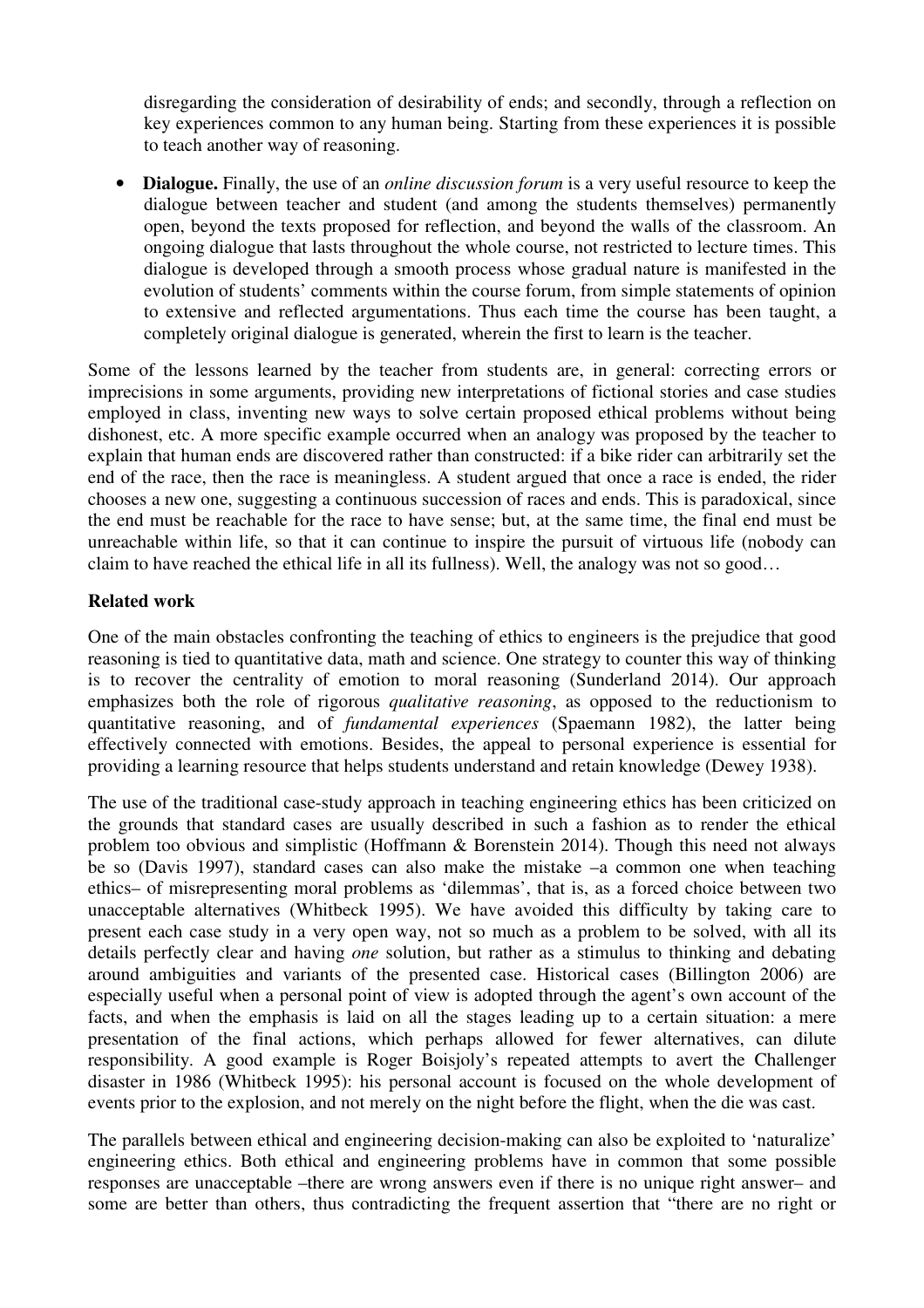disregarding the consideration of desirability of ends; and secondly, through a reflection on key experiences common to any human being. Starting from these experiences it is possible to teach another way of reasoning.

- **Dialogue.** Finally, the use of an *online discussion forum* is a very useful resource to keep the dialogue between teacher and student (and among the students themselves) permanently open, beyond the texts proposed for reflection, and beyond the walls of the classroom. An ongoing dialogue that lasts throughout the whole course, not restricted to lecture times. This dialogue is developed through a smooth process whose gradual nature is manifested in the evolution of students' comments within the course forum, from simple statements of opinion to extensive and reflected argumentations. Thus each time the course has been taught, a completely original dialogue is generated, wherein the first to learn is the teacher.

Some of the lessons learned by the teacher from students are, in general: correcting errors or imprecisions in some arguments, providing new interpretations of fictional stories and case studies employed in class, inventing new ways to solve certain proposed ethical problems without being dishonest, etc. A more specific example occurred when an analogy was proposed by the teacher to explain that human ends are discovered rather than constructed: if a bike rider can arbitrarily set the end of the race, then the race is meaningless. A student argued that once a race is ended, the rider chooses a new one, suggesting a continuous succession of races and ends. This is paradoxical, since the end must be reachable for the race to have sense; but, at the same time, the final end must be unreachable within life, so that it can continue to inspire the pursuit of virtuous life (nobody can claim to have reached the ethical life in all its fullness). Well, the analogy was not so good…

## Related work

One of the main obstacles confronting the teaching of ethics to engineers is the prejudice that good reasoning is tied to quantitative data, math and science. One strategy to counter this way of thinking is to recover the centrality of emotion to moral reasoning (Sunderland 2014). Our approach emphasizes both the role of rigorous *qualitative reasoning*, as opposed to the reductionism to quantitative reasoning, and of *fundamental experiences* (Spaemann 1982), the latter being effectively connected with emotions. Besides, the appeal to personal experience is essential for providing a learning resource that helps students understand and retain knowledge (Dewey 1938).

The use of the traditional case-study approach in teaching engineering ethics has been criticized on the grounds that standard cases are usually described in such a fashion as to render the ethical problem too obvious and simplistic (Hoffmann & Borenstein 2014). Though this need not always be so (Davis 1997), standard cases can also make the mistake –a common one when teaching ethics– of misrepresenting moral problems as 'dilemmas', that is, as a forced choice between two unacceptable alternatives (Whitbeck 1995). We have avoided this difficulty by taking care to present each case study in a very open way, not so much as a problem to be solved, with all its details perfectly clear and having *one* solution, but rather as a stimulus to thinking and debating around ambiguities and variants of the presented case. Historical cases (Billington 2006) are especially useful when a personal point of view is adopted through the agent's own account of the facts, and when the emphasis is laid on all the stages leading up to a certain situation: a mere presentation of the final actions, which perhaps allowed for fewer alternatives, can dilute responsibility. A good example is Roger Boisjoly's repeated attempts to avert the Challenger disaster in 1986 (Whitbeck 1995): his personal account is focused on the whole development of events prior to the explosion, and not merely on the night before the flight, when the die was cast.

The parallels between ethical and engineering decision-making can also be exploited to 'naturalize' engineering ethics. Both ethical and engineering problems have in common that some possible responses are unacceptable –there are wrong answers even if there is no unique right answer– and some are better than others, thus contradicting the frequent assertion that "there are no right or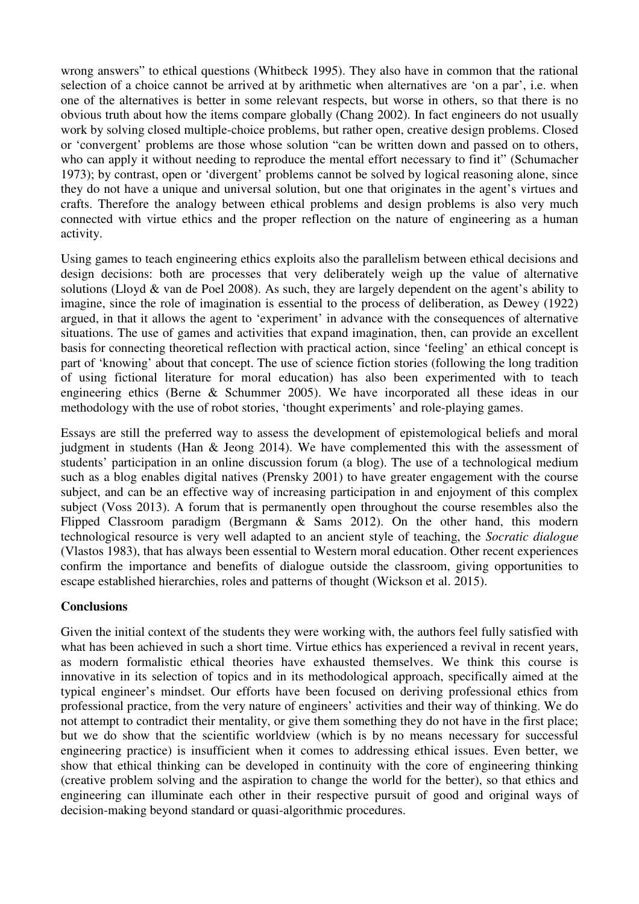wrong answers" to ethical questions (Whitbeck 1995). They also have in common that the rational selection of a choice cannot be arrived at by arithmetic when alternatives are 'on a par', i.e. when one of the alternatives is better in some relevant respects, but worse in others, so that there is no obvious truth about how the items compare globally (Chang 2002). In fact engineers do not usually work by solving closed multiple-choice problems, but rather open, creative design problems. Closed or 'convergent' problems are those whose solution "can be written down and passed on to others, who can apply it without needing to reproduce the mental effort necessary to find it" (Schumacher 1973); by contrast, open or 'divergent' problems cannot be solved by logical reasoning alone, since they do not have a unique and universal solution, but one that originates in the agent's virtues and crafts. Therefore the analogy between ethical problems and design problems is also very much connected with virtue ethics and the proper reflection on the nature of engineering as a human activity.

Using games to teach engineering ethics exploits also the parallelism between ethical decisions and design decisions: both are processes that very deliberately weigh up the value of alternative solutions (Lloyd & van de Poel 2008). As such, they are largely dependent on the agent's ability to imagine, since the role of imagination is essential to the process of deliberation, as Dewey (1922) argued, in that it allows the agent to 'experiment' in advance with the consequences of alternative situations. The use of games and activities that expand imagination, then, can provide an excellent basis for connecting theoretical reflection with practical action, since 'feeling' an ethical concept is part of 'knowing' about that concept. The use of science fiction stories (following the long tradition of using fictional literature for moral education) has also been experimented with to teach engineering ethics (Berne & Schummer 2005). We have incorporated all these ideas in our methodology with the use of robot stories, 'thought experiments' and role-playing games.

Essays are still the preferred way to assess the development of epistemological beliefs and moral judgment in students (Han & Jeong 2014). We have complemented this with the assessment of students' participation in an online discussion forum (a blog). The use of a technological medium such as a blog enables digital natives (Prensky 2001) to have greater engagement with the course subject, and can be an effective way of increasing participation in and enjoyment of this complex subject (Voss 2013). A forum that is permanently open throughout the course resembles also the Flipped Classroom paradigm (Bergmann & Sams 2012). On the other hand, this modern technological resource is very well adapted to an ancient style of teaching, the *Socratic dialogue* (Vlastos 1983), that has always been essential to Western moral education. Other recent experiences confirm the importance and benefits of dialogue outside the classroom, giving opportunities to escape established hierarchies, roles and patterns of thought (Wickson et al. 2015).

**Conclusions**

Given the initial context of the students they were working with, the authors feel fully satisfied with what has been achieved in such a short time. Virtue ethics has experienced a revival in recent years, as modern formalistic ethical theories have exhausted themselves. We think this course is innovative in its selection of topics and in its methodological approach, specifically aimed at the typical engineer's mindset. Our efforts have been focused on deriving professional ethics from professional practice, from the very nature of engineers' activities and their way of thinking. We do not attempt to contradict their mentality, or give them something they do not have in the first place; but we do show that the scientific worldview (which is by no means necessary for successful engineering practice) is insufficient when it comes to addressing ethical issues. Even better, we show that ethical thinking can be developed in continuity with the core of engineering thinking (creative problem solving and the aspiration to change the world for the better), so that ethics and engineering can illuminate each other in their respective pursuit of good and original ways of decision-making beyond standard or quasi-algorithmic procedures.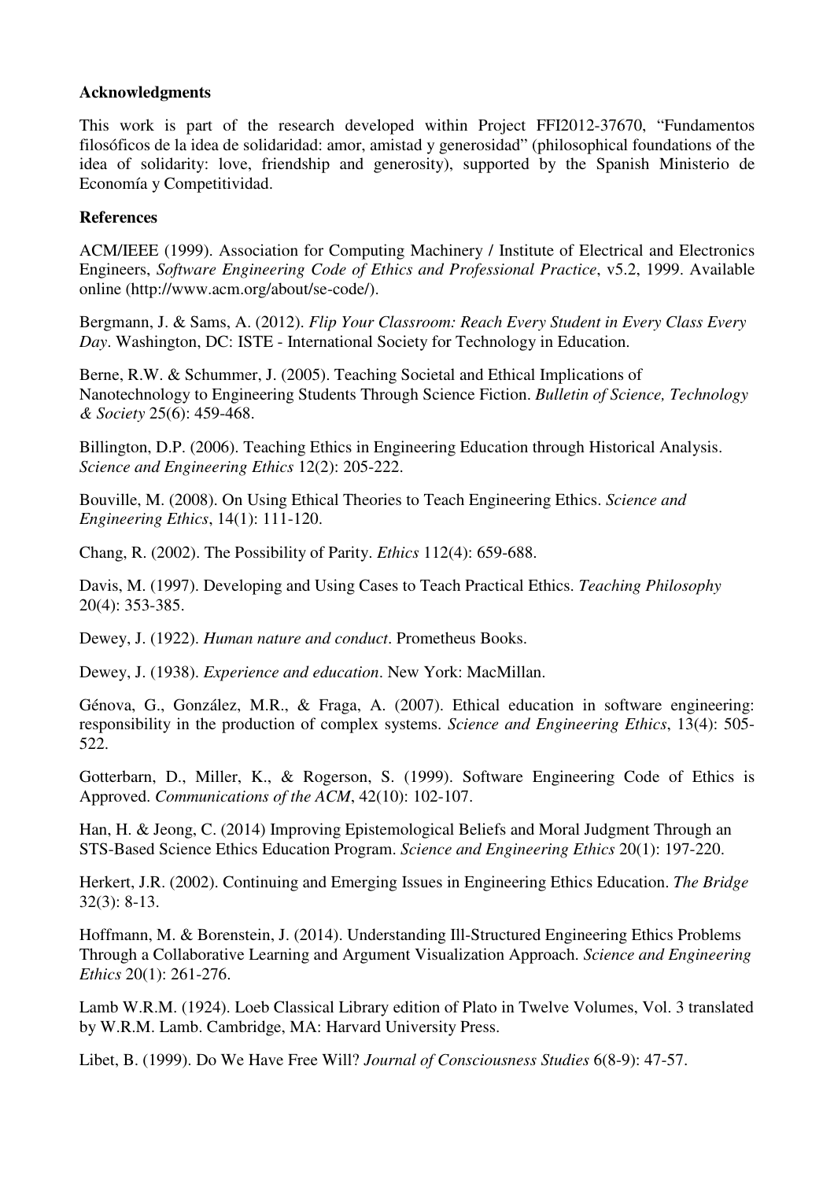**Acknowledgments**

This work is part of the research developed within Project FFI2012-37670, "Fundamentos filosóficos de la idea de solidaridad: amor, amistad y generosidad" (philosophical foundations of the idea of solidarity: love, friendship and generosity), supported by the Spanish Ministerio de Economía y Competitividad.

**References**

ACM/IEEE (1999). Association for Computing Machinery / Institute of Electrical and Electronics Engineers, *Software Engineering Code of Ethics and Professional Practice*, v5.2, 1999. Available online (http://www.acm.org/about/se-code/).

Bergmann, J. & Sams, A. (2012). *Flip Your Classroom: Reach Every Student in Every Class Every Day*. Washington, DC: ISTE - International Society for Technology in Education.

Berne, R.W. & Schummer, J. (2005). Teaching Societal and Ethical Implications of Nanotechnology to Engineering Students Through Science Fiction. *Bulletin of Science, Technology & Society* 25(6): 459-468.

Billington, D.P. (2006). Teaching Ethics in Engineering Education through Historical Analysis. *Science and Engineering Ethics* 12(2): 205-222.

Bouville, M. (2008). On Using Ethical Theories to Teach Engineering Ethics. *Science and Engineering Ethics*, 14(1): 111-120.

Chang, R. (2002). The Possibility of Parity. *Ethics* 112(4): 659-688.

Davis, M. (1997). Developing and Using Cases to Teach Practical Ethics. *Teaching Philosophy* 20(4): 353-385.

Dewey, J. (1922). *Human nature and conduct*. Prometheus Books.

Dewey, J. (1938). *Experience and education*. New York: MacMillan.

Génova, G., González, M.R., & Fraga, A. (2007). Ethical education in software engineering: responsibility in the production of complex systems. *Science and Engineering Ethics*, 13(4): 505-522.

Gotterbarn, D., Miller, K., & Rogerson, S. (1999). Software Engineering Code of Ethics is Approved. *Communications of the ACM*, 42(10): 102-107.

Han, H. & Jeong, C. (2014) Improving Epistemological Beliefs and Moral Judgment Through an STS-Based Science Ethics Education Program. *Science and Engineering Ethics* 20(1): 197-220.

Herkert, J.R. (2002). Continuing and Emerging Issues in Engineering Ethics Education. *The Bridge* 32(3): 8-13.

Hoffmann, M. & Borenstein, J. (2014). Understanding Ill-Structured Engineering Ethics Problems Through a Collaborative Learning and Argument Visualization Approach. *Science and Engineering Ethics* 20(1): 261-276.

Lamb W.R.M. (1924). Loeb Classical Library edition of Plato in Twelve Volumes, Vol. 3 translated by W.R.M. Lamb. Cambridge, MA: Harvard University Press.

Libet, B. (1999). Do We Have Free Will? *Journal of Consciousness Studies* 6(8-9): 47-57.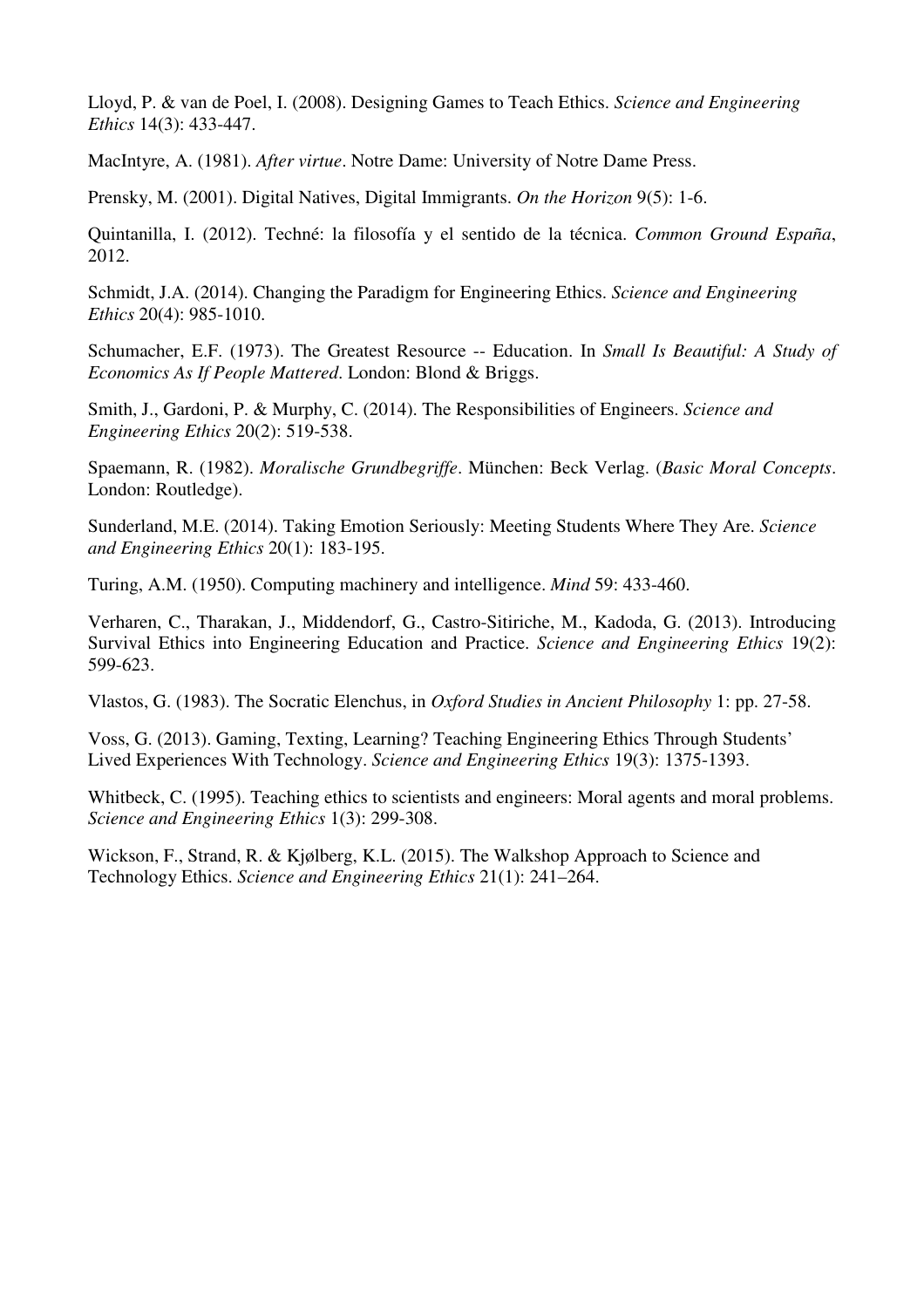Lloyd, P. & van de Poel, I. (2008). Designing Games to Teach Ethics. *Science and Engineering Ethics* 14(3): 433-447.

MacIntyre, A. (1981). *After virtue*. Notre Dame: University of Notre Dame Press.

Prensky, M. (2001). Digital Natives, Digital Immigrants. *On the Horizon* 9(5): 1-6.

Quintanilla, I. (2012). Techné: la filosofía y el sentido de la técnica. *Common Ground España*, 2012.

Schmidt, J.A. (2014). Changing the Paradigm for Engineering Ethics. *Science and Engineering Ethics* 20(4): 985-1010.

Schumacher, E.F. (1973). The Greatest Resource -- Education. In *Small Is Beautiful: A Study of Economics As If People Mattered*. London: Blond & Briggs.

Smith, J., Gardoni, P. & Murphy, C. (2014). The Responsibilities of Engineers. *Science and Engineering Ethics* 20(2): 519-538.

Spaemann, R. (1982). *Moralische Grundbegriffe*. München: Beck Verlag. (*Basic Moral Concepts*. London: Routledge).

Sunderland, M.E. (2014). Taking Emotion Seriously: Meeting Students Where They Are. *Science and Engineering Ethics* 20(1): 183-195.

Turing, A.M. (1950). Computing machinery and intelligence. *Mind* 59: 433-460.

Verharen, C., Tharakan, J., Middendorf, G., Castro-Sitiriche, M., Kadoda, G. (2013). Introducing Survival Ethics into Engineering Education and Practice. *Science and Engineering Ethics* 19(2): 599-623.

Vlastos, G. (1983). The Socratic Elenchus, in *Oxford Studies in Ancient Philosophy* 1: pp. 27-58.

Voss, G. (2013). Gaming, Texting, Learning? Teaching Engineering Ethics Through Students' Lived Experiences With Technology. *Science and Engineering Ethics* 19(3): 1375-1393.

Whitbeck, C. (1995). Teaching ethics to scientists and engineers: Moral agents and moral problems. *Science and Engineering Ethics* 1(3): 299-308.

Wickson, F., Strand, R. & Kjølberg, K.L. (2015). The Walkshop Approach to Science and Technology Ethics. *Science and Engineering Ethics* 21(1): 241–264.